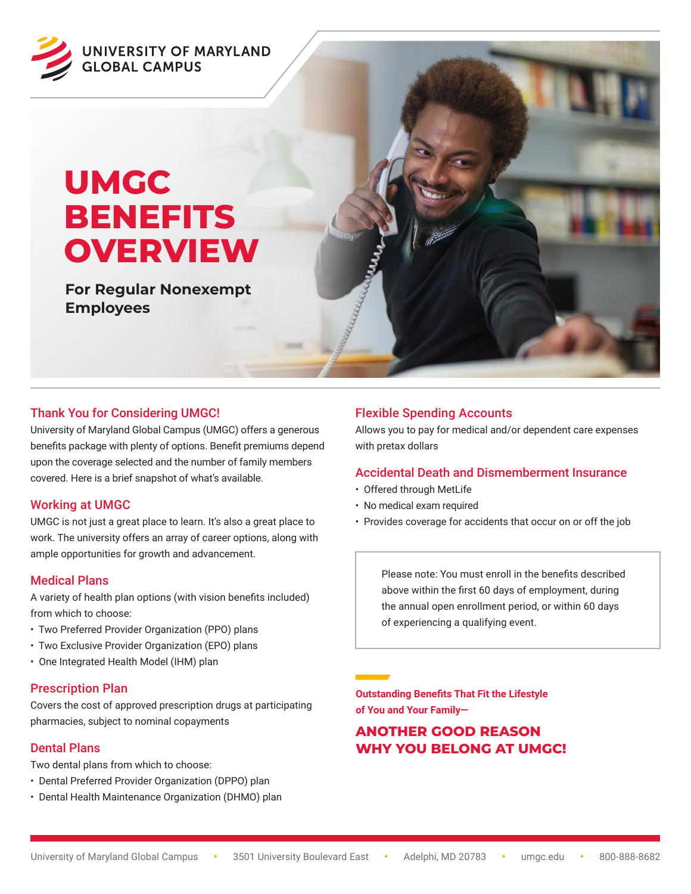UNIVERSITY OF MARYLAND GLOBAL CAMPUS

# UMGC BENEFITS OVERVIEW

**For Regular Nonexempt Employees**

## Thank You for Considering UMGC!

University of Maryland Global Campus (UMGC) offers a generous benefits package with plenty of options. Benefit premiums depend upon the coverage selected and the number of family members covered. Here is a brief snapshot of what's available.

## Working at UMGC

UMGC is not just a great place to learn. It's also a great place to work. The university offers an array of career options, along with ample opportunities for growth and advancement.

## Medical Plans

A variety of health plan options (with vision benefits included) from which to choose:

- Two Preferred Provider Organization (PPO) plans
- Two Exclusive Provider Organization (EPO) plans
- One Integrated Health Model (IHM) plan

## Prescription Plan

Covers the cost of approved prescription drugs at participating pharmacies, subject to nominal copayments

## Dental Plans

Two dental plans from which to choose:

- Dental Preferred Provider Organization (DPPO) plan
- Dental Health Maintenance Organization (DHMO) plan

## Flexible Spending Accounts

Allows you to pay for medical and/or dependent care expenses with pretax dollars

## Accidental Death and Dismemberment Insurance

- Offered through MetLife
- No medical exam required
- Provides coverage for accidents that occur on or off the job

Please note: You must enroll in the benefits described above within the first 60 days of employment, during the annual open enrollment period, or within 60 days of experiencing a qualifying event.

**Outstanding Benefits That Fit the Lifestyle of You and Your Family—**

**ANOTHER GOOD REASON WHY YOU BELONG AT UMGC!**

University of Maryland Global Campus • 3501 University Boulevard East • Adelphi, MD 20783 • umgc.edu • 800-888-8682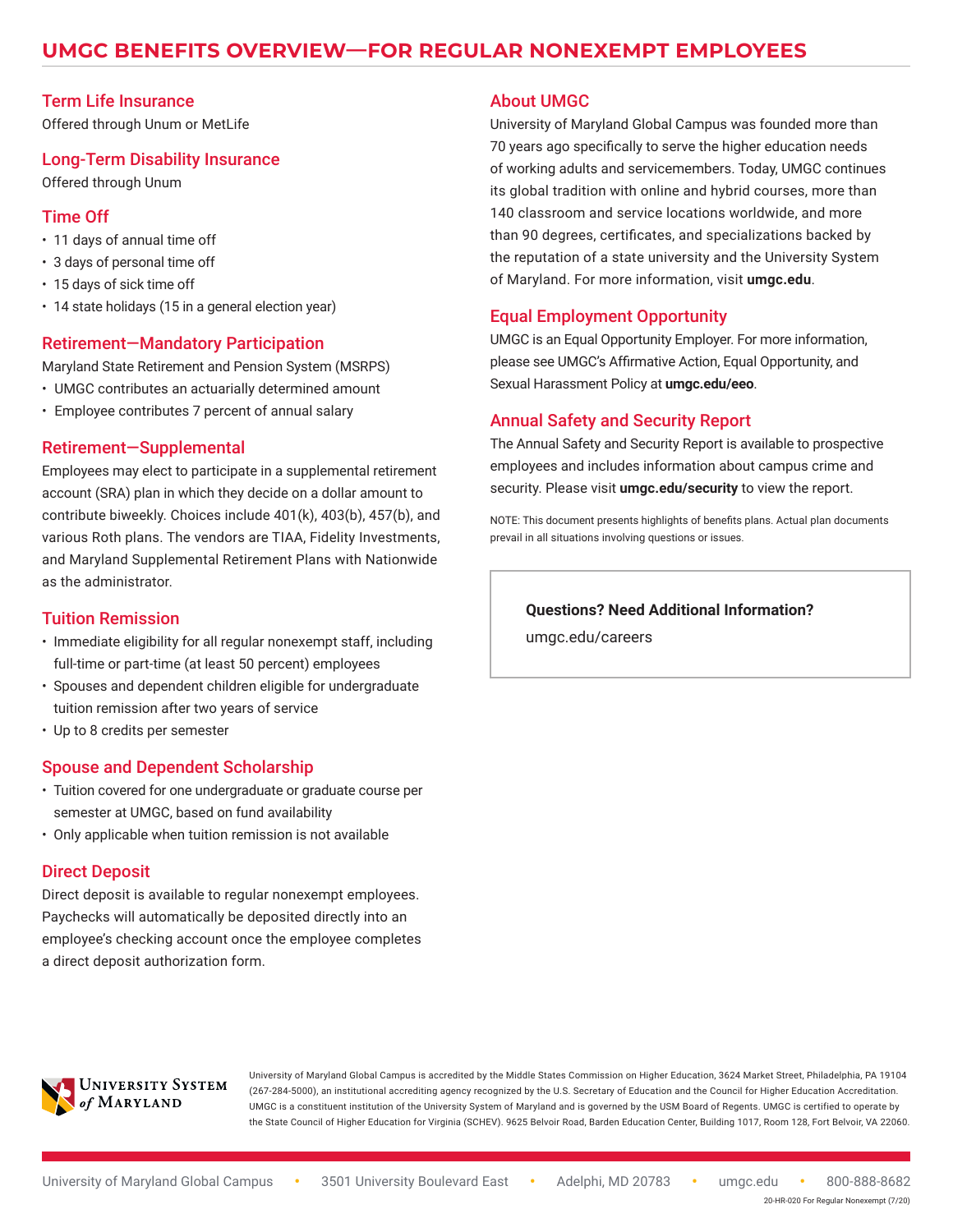# UMGC BENEFITS OVERVIEW—FOR REGULAR NONEXEMPT EMPLOYEES

## Term Life Insurance

Offered through Unum or MetLife

## Long-Term Disability Insurance

Offered through Unum

## Time Off

- 11 days of annual time off
- 3 days of personal time off
- 15 days of sick time off
- 14 state holidays (15 in a general election year)

## Retirement—Mandatory Participation

Maryland State Retirement and Pension System (MSRPS)

- UMGC contributes an actuarially determined amount
- Employee contributes 7 percent of annual salary

## Retirement—Supplemental

Employees may elect to participate in a supplemental retirement account (SRA) plan in which they decide on a dollar amount to contribute biweekly. Choices include 401(k), 403(b), 457(b), and various Roth plans. The vendors are TIAA, Fidelity Investments, and Maryland Supplemental Retirement Plans with Nationwide as the administrator.

## Tuition Remission

- Immediate eligibility for all regular nonexempt staff, including full-time or part-time (at least 50 percent) employees
- Spouses and dependent children eligible for undergraduate tuition remission after two years of service
- Up to 8 credits per semester

## Spouse and Dependent Scholarship

- Tuition covered for one undergraduate or graduate course per semester at UMGC, based on fund availability
- Only applicable when tuition remission is not available

## Direct Deposit

Direct deposit is available to regular nonexempt employees. Paychecks will automatically be deposited directly into an employee's checking account once the employee completes a direct deposit authorization form.

## About UMGC

University of Maryland Global Campus was founded more than 70 years ago specifically to serve the higher education needs of working adults and servicemembers. Today, UMGC continues its global tradition with online and hybrid courses, more than 140 classroom and service locations worldwide, and more than 90 degrees, certificates, and specializations backed by the reputation of a state university and the University System of Maryland. For more information, visit **umgc.edu**.

## Equal Employment Opportunity

UMGC is an Equal Opportunity Employer. For more information, please see UMGC's Affirmative Action, Equal Opportunity, and Sexual Harassment Policy at **umgc.edu/eeo**.

## Annual Safety and Security Report

The Annual Safety and Security Report is available to prospective employees and includes information about campus crime and security. Please visit **umgc.edu/security** to view the report.

NOTE: This document presents highlights of benefits plans. Actual plan documents prevail in all situations involving questions or issues.

**Questions? Need Additional Information?**

umgc.edu/careers

University System of Maryland

University of Maryland Global Campus is accredited by the Middle States Commission on Higher Education, 3624 Market Street, Philadelphia, PA 19104 (267-284-5000), an institutional accrediting agency recognized by the U.S. Secretary of Education and the Council for Higher Education Accreditation. UMGC is a constituent institution of the University System of Maryland and is governed by the USM Board of Regents. UMGC is certified to operate by the State Council of Higher Education for Virginia (SCHEV). 9625 Belvoir Road, Barden Education Center, Building 1017, Room 128, Fort Belvoir, VA 22060.

University of Maryland Global Campus • 3501 University Boulevard East • Adelphi, MD 20783 • umgc.edu • 800-888-8682

20-HR-020 For Regular Nonexempt (7/20)